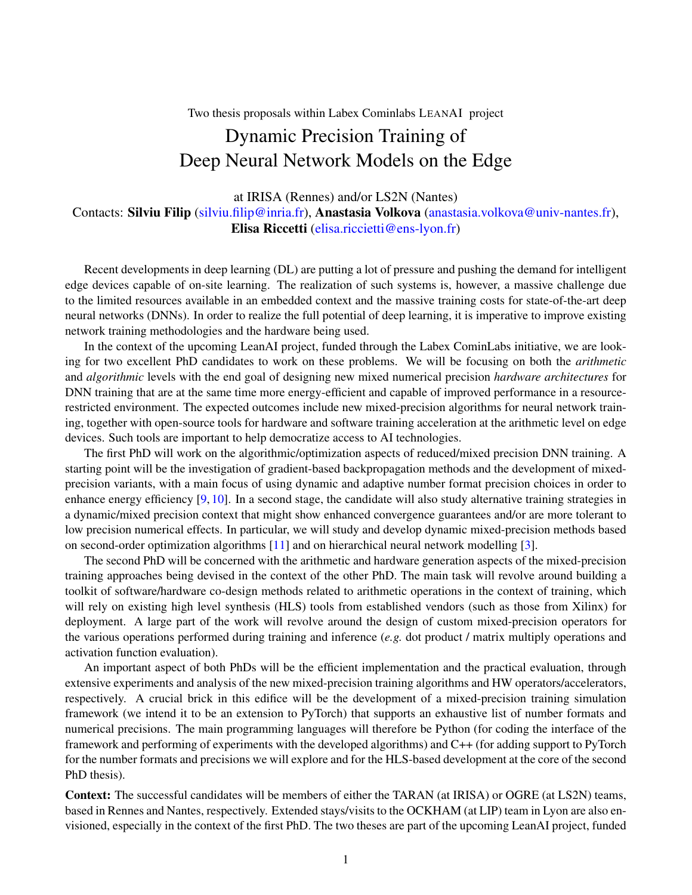Two thesis proposals within Labex Cominlabs LeanAI project

# Dynamic Precision Training of Deep Neural Network Models on the Edge

at IRISA (Rennes) and/or LS2N (Nantes)

Contacts: **Silviu Filip** (silviu.filip@inria.fr), **Anastasia Volkova** (anastasia.volkova@univ-nantes.fr), **Elisa Riccetti** (elisa.riccietti@ens-lyon.fr)

Recent developments in deep learning (DL) are putting a lot of pressure and pushing the demand for intelligent edge devices capable of on-site learning. The realization of such systems is, however, a massive challenge due to the limited resources available in an embedded context and the massive training costs for state-of-the-art deep neural networks (DNNs). In order to realize the full potential of deep learning, it is imperative to improve existing network training methodologies and the hardware being used.

In the context of the upcoming LeanAI project, funded through the Labex CominLabs initiative, we are looking for two excellent PhD candidates to work on these problems. We will be focusing on both the *arithmetic* and *algorithmic* levels with the end goal of designing new mixed numerical precision *hardware architectures* for DNN training that are at the same time more energy-efficient and capable of improved performance in a resource-restricted environment. The expected outcomes include new mixed-precision algorithms for neural network training, together with open-source tools for hardware and software training acceleration at the arithmetic level on edge devices. Such tools are important to help democratize access to AI technologies.

The first PhD will work on the algorithmic/optimization aspects of reduced/mixed precision DNN training. A starting point will be the investigation of gradient-based backpropagation methods and the development of mixed-precision variants, with a main focus of using dynamic and adaptive number format precision choices in order to enhance energy efficiency [9, 10]. In a second stage, the candidate will also study alternative training strategies in a dynamic/mixed precision context that might show enhanced convergence guarantees and/or are more tolerant to low precision numerical effects. In particular, we will study and develop dynamic mixed-precision methods based on second-order optimization algorithms [11] and on hierarchical neural network modelling [3].

The second PhD will be concerned with the arithmetic and hardware generation aspects of the mixed-precision training approaches being devised in the context of the other PhD. The main task will revolve around building a toolkit of software/hardware co-design methods related to arithmetic operations in the context of training, which will rely on existing high level synthesis (HLS) tools from established vendors (such as those from Xilinx) for deployment. A large part of the work will revolve around the design of custom mixed-precision operators for the various operations performed during training and inference (*e.g.* dot product / matrix multiply operations and activation function evaluation).

An important aspect of both PhDs will be the efficient implementation and the practical evaluation, through extensive experiments and analysis of the new mixed-precision training algorithms and HW operators/accelerators, respectively. A crucial brick in this edifice will be the development of a mixed-precision training simulation framework (we intend it to be an extension to PyTorch) that supports an exhaustive list of number formats and numerical precisions. The main programming languages will therefore be Python (for coding the interface of the framework and performing of experiments with the developed algorithms) and C++ (for adding support to PyTorch for the number formats and precisions we will explore and for the HLS-based development at the core of the second PhD thesis).

**Context:** The successful candidates will be members of either the TARAN (at IRISA) or OGRE (at LS2N) teams, based in Rennes and Nantes, respectively. Extended stays/visits to the OCKHAM (at LIP) team in Lyon are also envisioned, especially in the context of the first PhD. The two theses are part of the upcoming LeanAI project, funded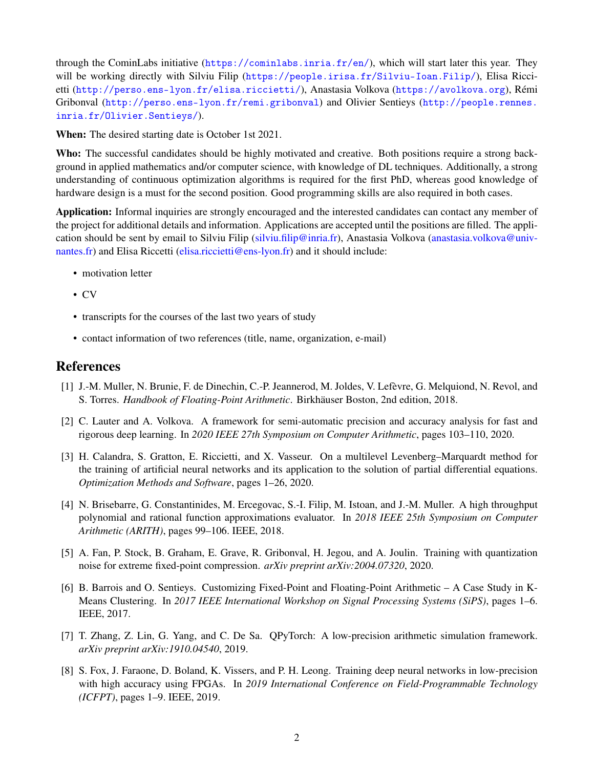through the CominLabs initiative (https://cominlabs.inria.fr/en/), which will start later this year. They will be working directly with Silviu Filip (https://people.irisa.fr/Silviu-Ioan.Filip/), Elisa Riccietti (http://perso.ens-lyon.fr/elisa.riccietti/), Anastasia Volkova (https://avolkova.org), Rémi Gribonval (http://perso.ens-lyon.fr/remi.gribonval) and Olivier Sentieys (http://people.rennes.inria.fr/Olivier.Sentieys/).

**When:** The desired starting date is October 1st 2021.

**Who:** The successful candidates should be highly motivated and creative. Both positions require a strong background in applied mathematics and/or computer science, with knowledge of DL techniques. Additionally, a strong understanding of continuous optimization algorithms is required for the first PhD, whereas good knowledge of hardware design is a must for the second position. Good programming skills are also required in both cases.

**Application:** Informal inquiries are strongly encouraged and the interested candidates can contact any member of the project for additional details and information. Applications are accepted until the positions are filled. The application should be sent by email to Silviu Filip (silviu.filip@inria.fr), Anastasia Volkova (anastasia.volkova@univ-nantes.fr) and Elisa Riccetti (elisa.riccietti@ens-lyon.fr) and it should include:

- motivation letter
- CV
- transcripts for the courses of the last two years of study
- contact information of two references (title, name, organization, e-mail)

## References

[1] J.-M. Muller, N. Brunie, F. de Dinechin, C.-P. Jeannerod, M. Joldes, V. Lefèvre, G. Melquiond, N. Revol, and S. Torres. *Handbook of Floating-Point Arithmetic*. Birkhäuser Boston, 2nd edition, 2018.

[2] C. Lauter and A. Volkova. A framework for semi-automatic precision and accuracy analysis for fast and rigorous deep learning. In *2020 IEEE 27th Symposium on Computer Arithmetic*, pages 103–110, 2020.

[3] H. Calandra, S. Gratton, E. Riccietti, and X. Vasseur. On a multilevel Levenberg–Marquardt method for the training of artificial neural networks and its application to the solution of partial differential equations. *Optimization Methods and Software*, pages 1–26, 2020.

[4] N. Brisebarre, G. Constantinides, M. Ercegovac, S.-I. Filip, M. Istoan, and J.-M. Muller. A high throughput polynomial and rational function approximations evaluator. In *2018 IEEE 25th Symposium on Computer Arithmetic (ARITH)*, pages 99–106. IEEE, 2018.

[5] A. Fan, P. Stock, B. Graham, E. Grave, R. Gribonval, H. Jegou, and A. Joulin. Training with quantization noise for extreme fixed-point compression. *arXiv preprint arXiv:2004.07320*, 2020.

[6] B. Barrois and O. Sentieys. Customizing Fixed-Point and Floating-Point Arithmetic – A Case Study in K-Means Clustering. In *2017 IEEE International Workshop on Signal Processing Systems (SiPS)*, pages 1–6. IEEE, 2017.

[7] T. Zhang, Z. Lin, G. Yang, and C. De Sa. QPyTorch: A low-precision arithmetic simulation framework. *arXiv preprint arXiv:1910.04540*, 2019.

[8] S. Fox, J. Faraone, D. Boland, K. Vissers, and P. H. Leong. Training deep neural networks in low-precision with high accuracy using FPGAs. In *2019 International Conference on Field-Programmable Technology (ICFPT)*, pages 1–9. IEEE, 2019.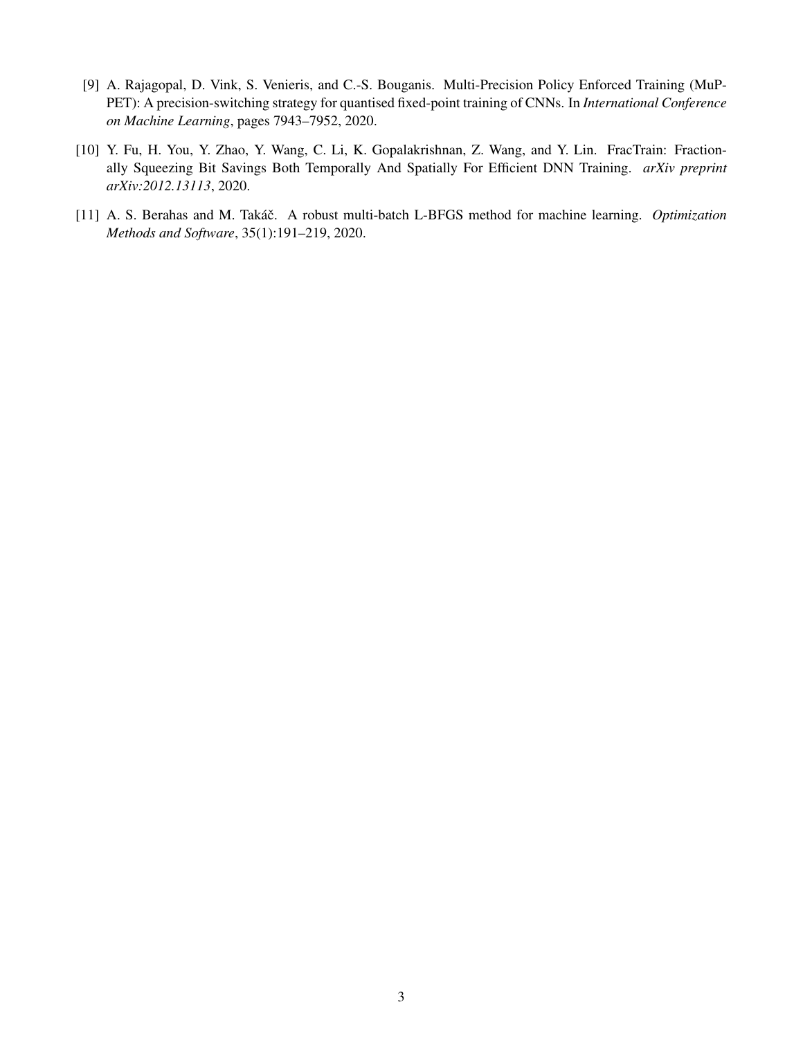[9] A. Rajagopal, D. Vink, S. Venieris, and C.-S. Bouganis. Multi-Precision Policy Enforced Training (MuPPET): A precision-switching strategy for quantised fixed-point training of CNNs. In *International Conference on Machine Learning*, pages 7943–7952, 2020.

[10] Y. Fu, H. You, Y. Zhao, Y. Wang, C. Li, K. Gopalakrishnan, Z. Wang, and Y. Lin. FracTrain: Fractionally Squeezing Bit Savings Both Temporally And Spatially For Efficient DNN Training. *arXiv preprint arXiv:2012.13113*, 2020.

[11] A. S. Berahas and M. Takáč. A robust multi-batch L-BFGS method for machine learning. *Optimization Methods and Software*, 35(1):191–219, 2020.